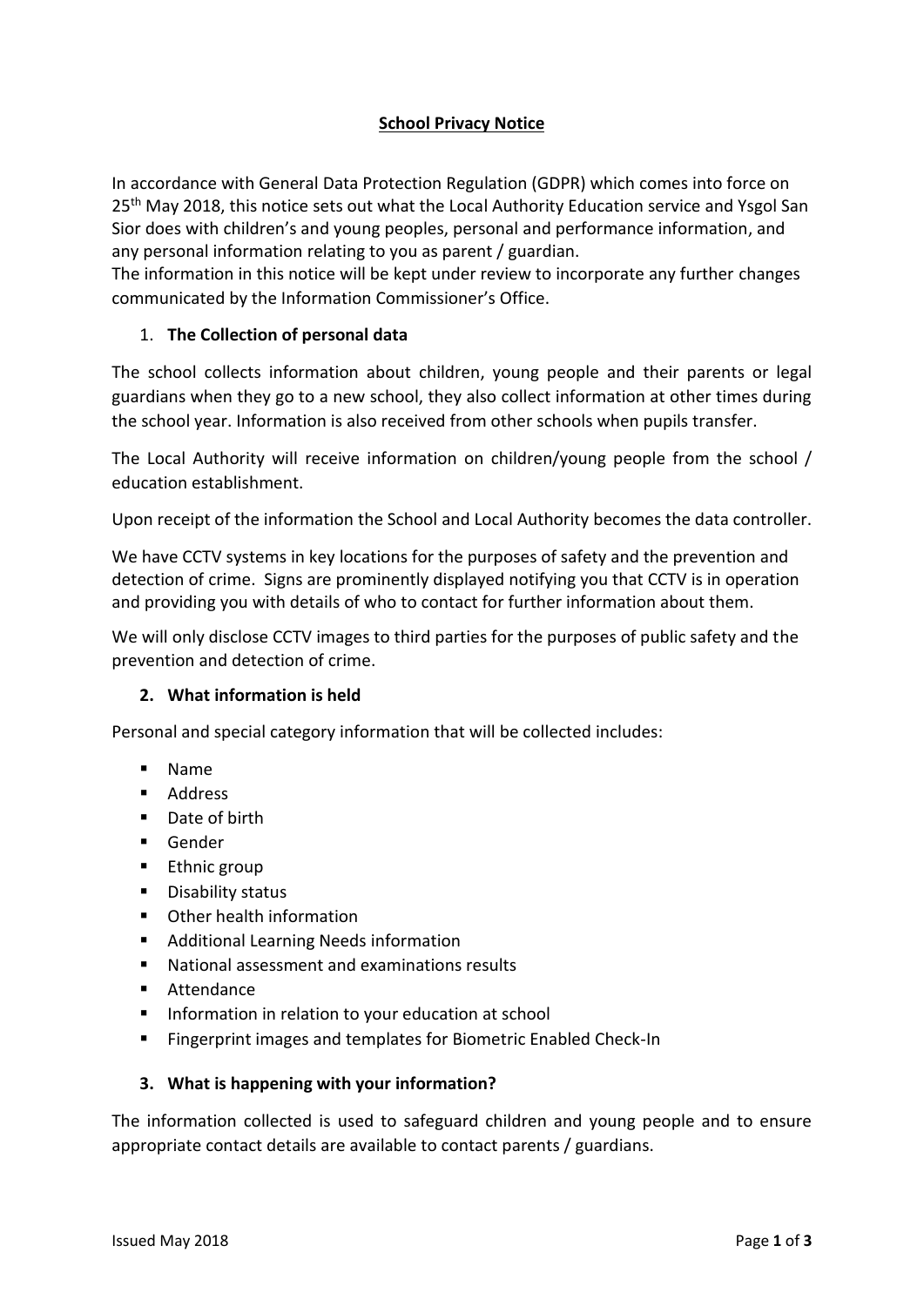# School Privacy Notice

In accordance with General Data Protection Regulation (GDPR) which comes into force on 25th May 2018, this notice sets out what the Local Authority Education service and Ysgol San Sior does with children's and young peoples, personal and performance information, and any personal information relating to you as parent / guardian.
The information in this notice will be kept under review to incorporate any further changes communicated by the Information Commissioner's Office.

## 1. The Collection of personal data

The school collects information about children, young people and their parents or legal guardians when they go to a new school, they also collect information at other times during the school year. Information is also received from other schools when pupils transfer.

The Local Authority will receive information on children/young people from the school / education establishment.

Upon receipt of the information the School and Local Authority becomes the data controller.

We have CCTV systems in key locations for the purposes of safety and the prevention and detection of crime. Signs are prominently displayed notifying you that CCTV is in operation and providing you with details of who to contact for further information about them.

We will only disclose CCTV images to third parties for the purposes of public safety and the prevention and detection of crime.

## 2. What information is held

Personal and special category information that will be collected includes:

- Name
- Address
- Date of birth
- Gender
- Ethnic group
- Disability status
- Other health information
- Additional Learning Needs information
- National assessment and examinations results
- Attendance
- Information in relation to your education at school
- Fingerprint images and templates for Biometric Enabled Check-In

## 3. What is happening with your information?

The information collected is used to safeguard children and young people and to ensure appropriate contact details are available to contact parents / guardians.

Issued May 2018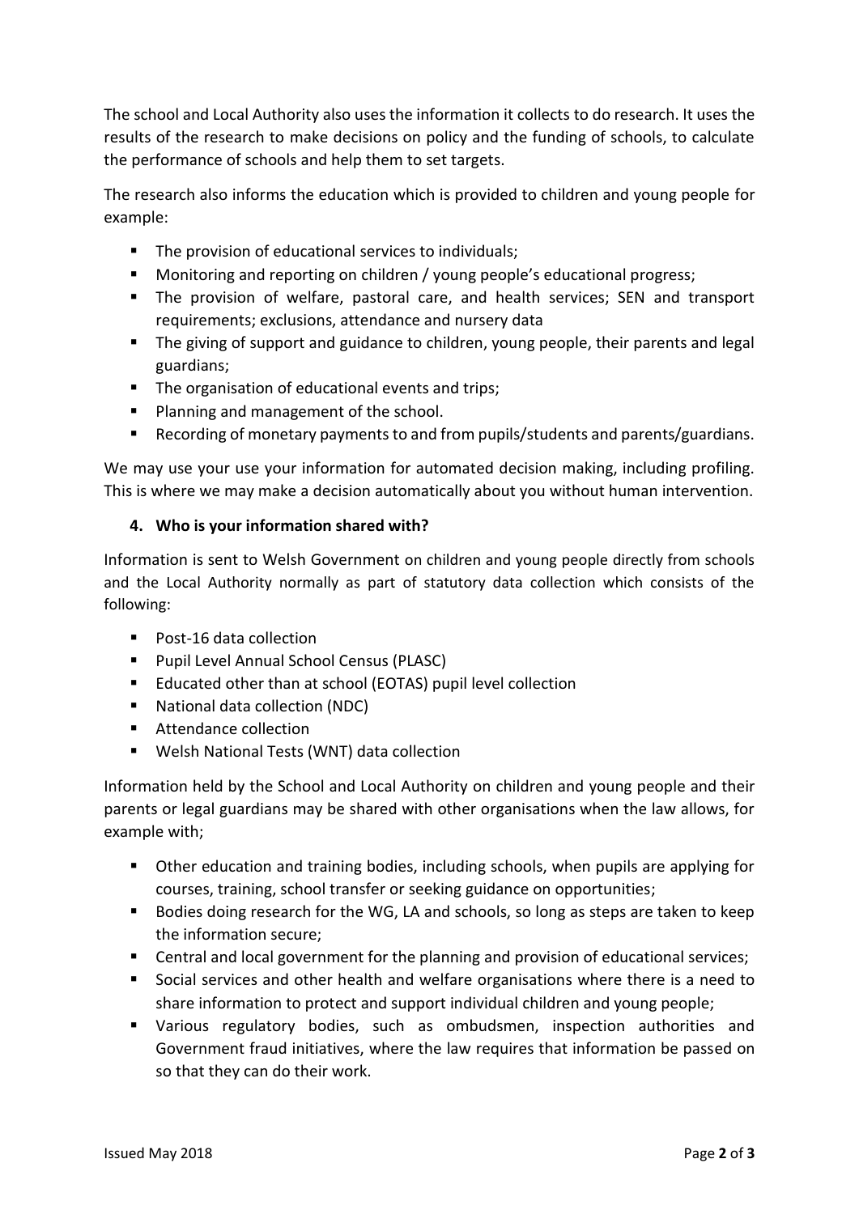The school and Local Authority also uses the information it collects to do research. It uses the results of the research to make decisions on policy and the funding of schools, to calculate the performance of schools and help them to set targets.

The research also informs the education which is provided to children and young people for example:

- The provision of educational services to individuals;
- Monitoring and reporting on children / young people's educational progress;
- The provision of welfare, pastoral care, and health services; SEN and transport requirements; exclusions, attendance and nursery data
- The giving of support and guidance to children, young people, their parents and legal guardians;
- The organisation of educational events and trips;
- Planning and management of the school.
- Recording of monetary payments to and from pupils/students and parents/guardians.

We may use your use your information for automated decision making, including profiling. This is where we may make a decision automatically about you without human intervention.

## 4. Who is your information shared with?

Information is sent to Welsh Government on children and young people directly from schools and the Local Authority normally as part of statutory data collection which consists of the following:

- Post-16 data collection
- Pupil Level Annual School Census (PLASC)
- Educated other than at school (EOTAS) pupil level collection
- National data collection (NDC)
- Attendance collection
- Welsh National Tests (WNT) data collection

Information held by the School and Local Authority on children and young people and their parents or legal guardians may be shared with other organisations when the law allows, for example with;

- Other education and training bodies, including schools, when pupils are applying for courses, training, school transfer or seeking guidance on opportunities;
- Bodies doing research for the WG, LA and schools, so long as steps are taken to keep the information secure;
- Central and local government for the planning and provision of educational services;
- Social services and other health and welfare organisations where there is a need to share information to protect and support individual children and young people;
- Various regulatory bodies, such as ombudsmen, inspection authorities and Government fraud initiatives, where the law requires that information be passed on so that they can do their work.

Issued May 2018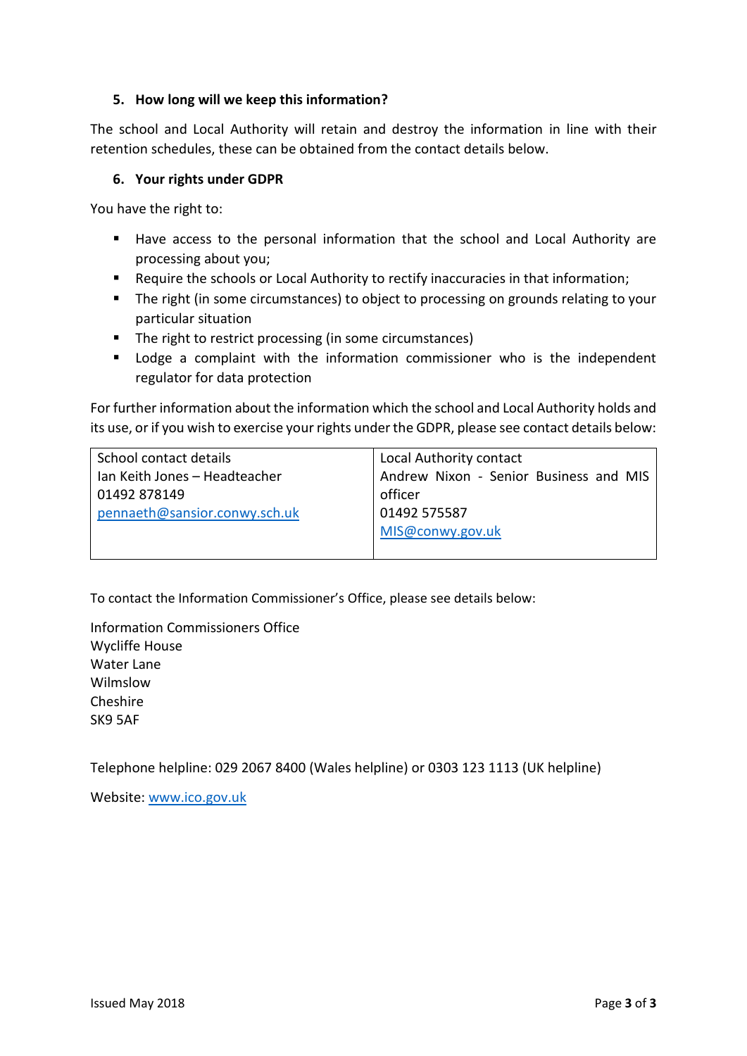### 5. How long will we keep this information?

The school and Local Authority will retain and destroy the information in line with their retention schedules, these can be obtained from the contact details below.

### 6. Your rights under GDPR

You have the right to:

- Have access to the personal information that the school and Local Authority are processing about you;
- Require the schools or Local Authority to rectify inaccuracies in that information;
- The right (in some circumstances) to object to processing on grounds relating to your particular situation
- The right to restrict processing (in some circumstances)
- Lodge a complaint with the information commissioner who is the independent regulator for data protection

For further information about the information which the school and Local Authority holds and its use, or if you wish to exercise your rights under the GDPR, please see contact details below:

| | |
|---|---|
| School contact details<br>Ian Keith Jones – Headteacher<br>01492 878149<br>pennaeth@sansior.conwy.sch.uk | Local Authority contact<br>Andrew Nixon - Senior Business and MIS officer<br>01492 575587<br>MIS@conwy.gov.uk |

To contact the Information Commissioner's Office, please see details below:

Information Commissioners Office
Wycliffe House
Water Lane
Wilmslow
Cheshire
SK9 5AF

Telephone helpline: 029 2067 8400 (Wales helpline) or 0303 123 1113 (UK helpline)

Website: www.ico.gov.uk

Issued May 2018